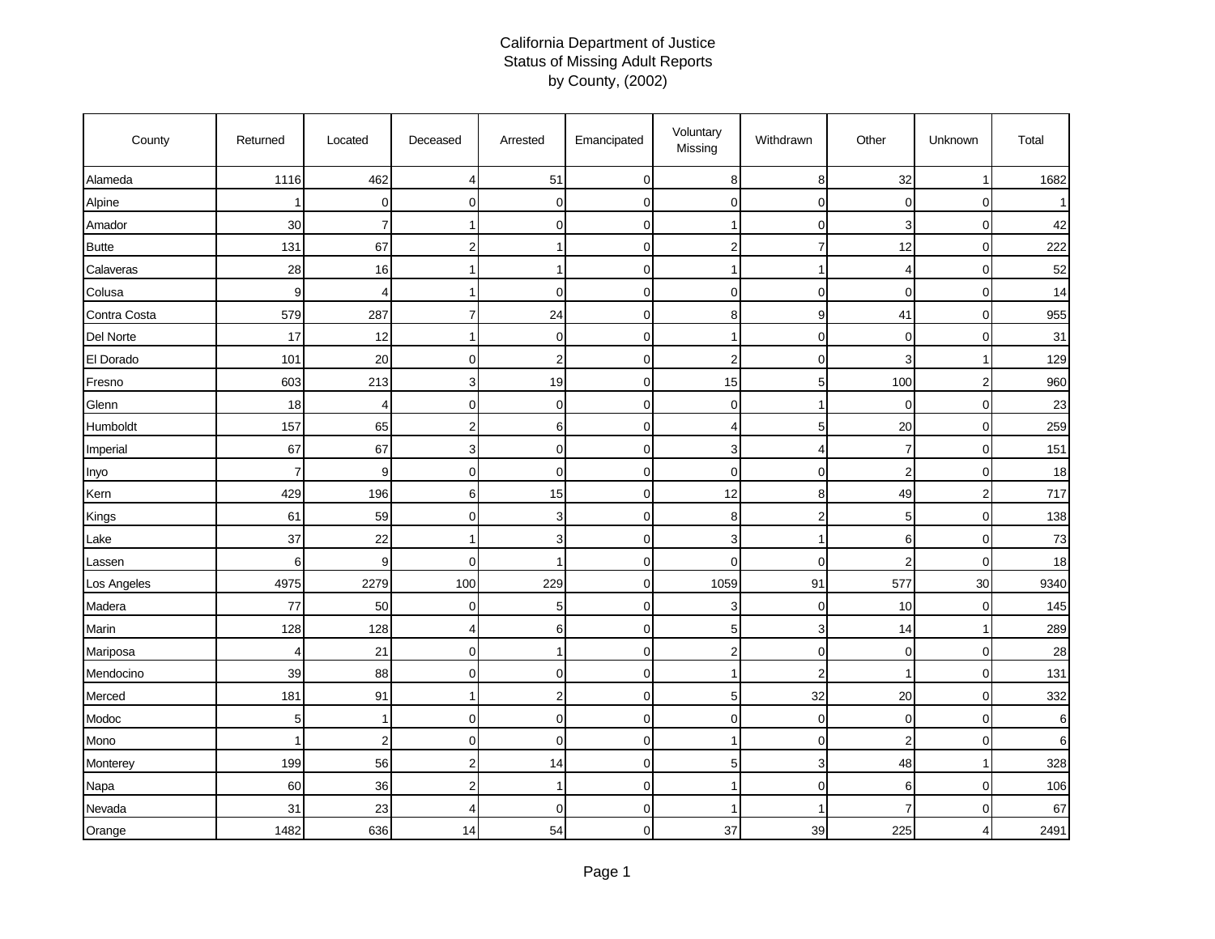# California Department of Justice
## Status of Missing Adult Reports
## by County, (2002)

| County | Returned | Located | Deceased | Arrested | Emancipated | Voluntary Missing | Withdrawn | Other | Unknown | Total |
|---|---|---|---|---|---|---|---|---|---|---|
| Alameda | 1116 | 462 | 4 | 51 | 0 | 8 | 8 | 32 | 1 | 1682 |
| Alpine | 1 | 0 | 0 | 0 | 0 | 0 | 0 | 0 | 0 | 1 |
| Amador | 30 | 7 | 1 | 0 | 0 | 1 | 0 | 3 | 0 | 42 |
| Butte | 131 | 67 | 2 | 1 | 0 | 2 | 7 | 12 | 0 | 222 |
| Calaveras | 28 | 16 | 1 | 1 | 0 | 1 | 1 | 4 | 0 | 52 |
| Colusa | 9 | 4 | 1 | 0 | 0 | 0 | 0 | 0 | 0 | 14 |
| Contra Costa | 579 | 287 | 7 | 24 | 0 | 8 | 9 | 41 | 0 | 955 |
| Del Norte | 17 | 12 | 1 | 0 | 0 | 1 | 0 | 0 | 0 | 31 |
| El Dorado | 101 | 20 | 0 | 2 | 0 | 2 | 0 | 3 | 1 | 129 |
| Fresno | 603 | 213 | 3 | 19 | 0 | 15 | 5 | 100 | 2 | 960 |
| Glenn | 18 | 4 | 0 | 0 | 0 | 0 | 1 | 0 | 0 | 23 |
| Humboldt | 157 | 65 | 2 | 6 | 0 | 4 | 5 | 20 | 0 | 259 |
| Imperial | 67 | 67 | 3 | 0 | 0 | 3 | 4 | 7 | 0 | 151 |
| Inyo | 7 | 9 | 0 | 0 | 0 | 0 | 0 | 2 | 0 | 18 |
| Kern | 429 | 196 | 6 | 15 | 0 | 12 | 8 | 49 | 2 | 717 |
| Kings | 61 | 59 | 0 | 3 | 0 | 8 | 2 | 5 | 0 | 138 |
| Lake | 37 | 22 | 1 | 3 | 0 | 3 | 1 | 6 | 0 | 73 |
| Lassen | 6 | 9 | 0 | 1 | 0 | 0 | 0 | 2 | 0 | 18 |
| Los Angeles | 4975 | 2279 | 100 | 229 | 0 | 1059 | 91 | 577 | 30 | 9340 |
| Madera | 77 | 50 | 0 | 5 | 0 | 3 | 0 | 10 | 0 | 145 |
| Marin | 128 | 128 | 4 | 6 | 0 | 5 | 3 | 14 | 1 | 289 |
| Mariposa | 4 | 21 | 0 | 1 | 0 | 2 | 0 | 0 | 0 | 28 |
| Mendocino | 39 | 88 | 0 | 0 | 0 | 1 | 2 | 1 | 0 | 131 |
| Merced | 181 | 91 | 1 | 2 | 0 | 5 | 32 | 20 | 0 | 332 |
| Modoc | 5 | 1 | 0 | 0 | 0 | 0 | 0 | 0 | 0 | 6 |
| Mono | 1 | 2 | 0 | 0 | 0 | 1 | 0 | 2 | 0 | 6 |
| Monterey | 199 | 56 | 2 | 14 | 0 | 5 | 3 | 48 | 1 | 328 |
| Napa | 60 | 36 | 2 | 1 | 0 | 1 | 0 | 6 | 0 | 106 |
| Nevada | 31 | 23 | 4 | 0 | 0 | 1 | 1 | 7 | 0 | 67 |
| Orange | 1482 | 636 | 14 | 54 | 0 | 37 | 39 | 225 | 4 | 2491 |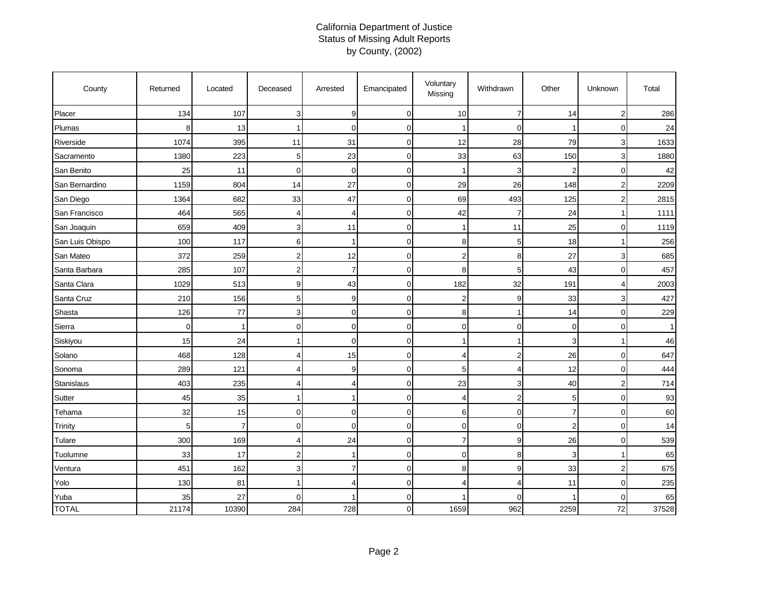California Department of Justice
Status of Missing Adult Reports
by County, (2002)

| County | Returned | Located | Deceased | Arrested | Emancipated | Voluntary Missing | Withdrawn | Other | Unknown | Total |
|---|---|---|---|---|---|---|---|---|---|---|
| Placer | 134 | 107 | 3 | 9 | 0 | 10 | 7 | 14 | 2 | 286 |
| Plumas | 8 | 13 | 1 | 0 | 0 | 1 | 0 | 1 | 0 | 24 |
| Riverside | 1074 | 395 | 11 | 31 | 0 | 12 | 28 | 79 | 3 | 1633 |
| Sacramento | 1380 | 223 | 5 | 23 | 0 | 33 | 63 | 150 | 3 | 1880 |
| San Benito | 25 | 11 | 0 | 0 | 0 | 1 | 3 | 2 | 0 | 42 |
| San Bernardino | 1159 | 804 | 14 | 27 | 0 | 29 | 26 | 148 | 2 | 2209 |
| San Diego | 1364 | 682 | 33 | 47 | 0 | 69 | 493 | 125 | 2 | 2815 |
| San Francisco | 464 | 565 | 4 | 4 | 0 | 42 | 7 | 24 | 1 | 1111 |
| San Joaquin | 659 | 409 | 3 | 11 | 0 | 1 | 11 | 25 | 0 | 1119 |
| San Luis Obispo | 100 | 117 | 6 | 1 | 0 | 8 | 5 | 18 | 1 | 256 |
| San Mateo | 372 | 259 | 2 | 12 | 0 | 2 | 8 | 27 | 3 | 685 |
| Santa Barbara | 285 | 107 | 2 | 7 | 0 | 8 | 5 | 43 | 0 | 457 |
| Santa Clara | 1029 | 513 | 9 | 43 | 0 | 182 | 32 | 191 | 4 | 2003 |
| Santa Cruz | 210 | 156 | 5 | 9 | 0 | 2 | 9 | 33 | 3 | 427 |
| Shasta | 126 | 77 | 3 | 0 | 0 | 8 | 1 | 14 | 0 | 229 |
| Sierra | 0 | 1 | 0 | 0 | 0 | 0 | 0 | 0 | 0 | 1 |
| Siskiyou | 15 | 24 | 1 | 0 | 0 | 1 | 1 | 3 | 1 | 46 |
| Solano | 468 | 128 | 4 | 15 | 0 | 4 | 2 | 26 | 0 | 647 |
| Sonoma | 289 | 121 | 4 | 9 | 0 | 5 | 4 | 12 | 0 | 444 |
| Stanislaus | 403 | 235 | 4 | 4 | 0 | 23 | 3 | 40 | 2 | 714 |
| Sutter | 45 | 35 | 1 | 1 | 0 | 4 | 2 | 5 | 0 | 93 |
| Tehama | 32 | 15 | 0 | 0 | 0 | 6 | 0 | 7 | 0 | 60 |
| Trinity | 5 | 7 | 0 | 0 | 0 | 0 | 0 | 2 | 0 | 14 |
| Tulare | 300 | 169 | 4 | 24 | 0 | 7 | 9 | 26 | 0 | 539 |
| Tuolumne | 33 | 17 | 2 | 1 | 0 | 0 | 8 | 3 | 1 | 65 |
| Ventura | 451 | 162 | 3 | 7 | 0 | 8 | 9 | 33 | 2 | 675 |
| Yolo | 130 | 81 | 1 | 4 | 0 | 4 | 4 | 11 | 0 | 235 |
| Yuba | 35 | 27 | 0 | 1 | 0 | 1 | 0 | 1 | 0 | 65 |
| TOTAL | 21174 | 10390 | 284 | 728 | 0 | 1659 | 962 | 2259 | 72 | 37528 |